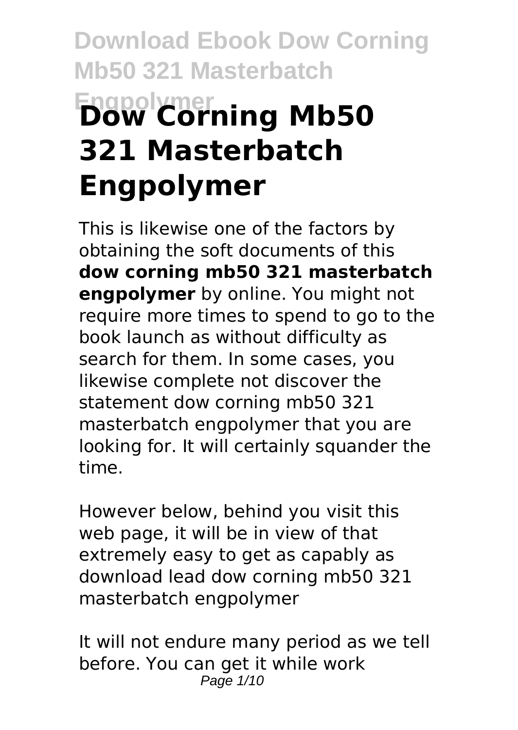# Dow Corning Mb50 321 Masterbatch Engpolymer

This is likewise one of the factors by obtaining the soft documents of this **dow corning mb50 321 masterbatch engpolymer** by online. You might not require more times to spend to go to the book launch as without difficulty as search for them. In some cases, you likewise complete not discover the statement dow corning mb50 321 masterbatch engpolymer that you are looking for. It will certainly squander the time.

However below, behind you visit this web page, it will be in view of that extremely easy to get as capably as download lead dow corning mb50 321 masterbatch engpolymer

It will not endure many period as we tell before. You can get it while work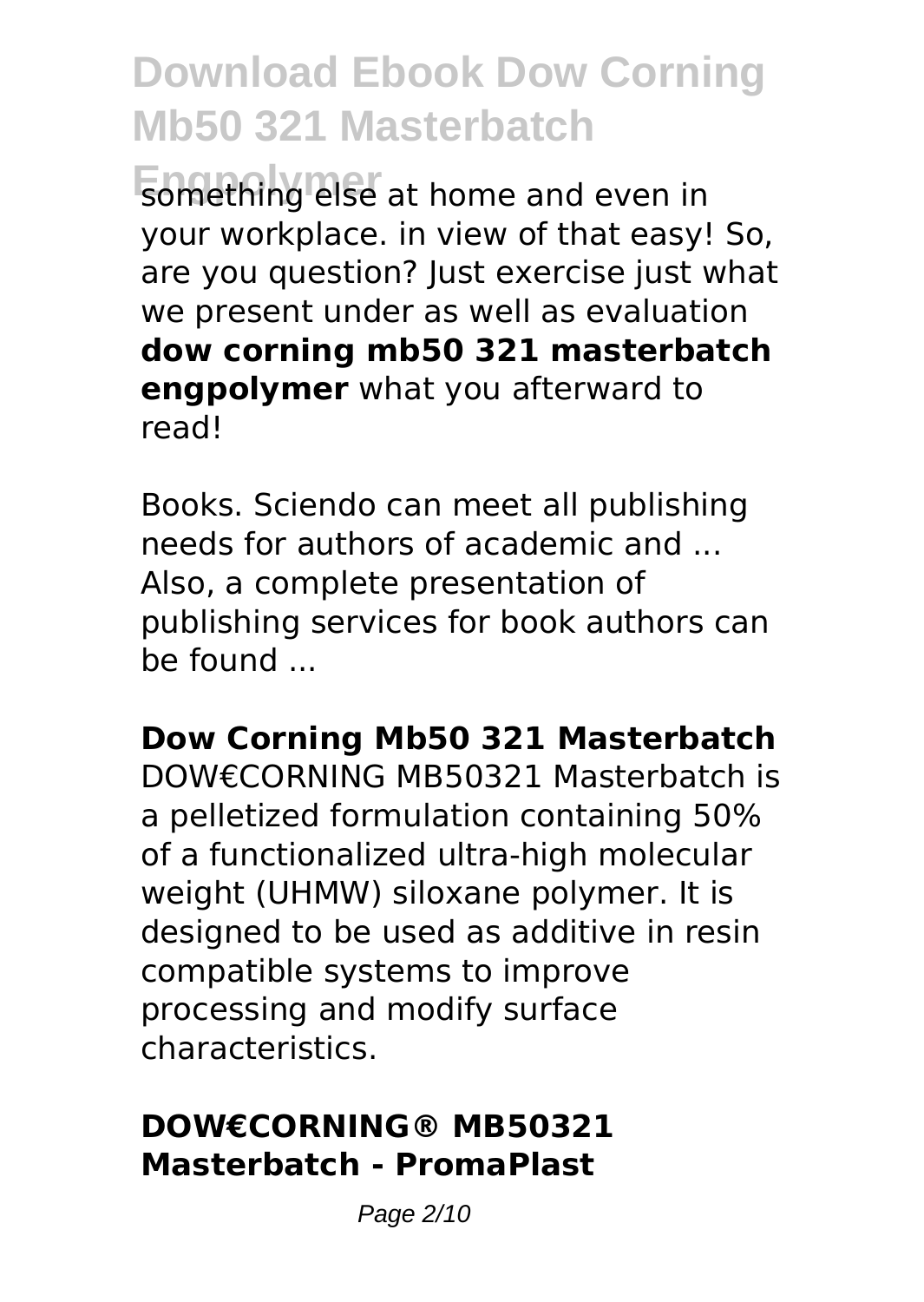something else at home and even in your workplace. in view of that easy! So, are you question? Just exercise just what we present under as well as evaluation **dow corning mb50 321 masterbatch engpolymer** what you afterward to read!

Books. Sciendo can meet all publishing needs for authors of academic and ... Also, a complete presentation of publishing services for book authors can be found ...

### Dow Corning Mb50 321 Masterbatch

DOW€CORNING MB50321 Masterbatch is a pelletized formulation containing 50% of a functionalized ultra-high molecular weight (UHMW) siloxane polymer. It is designed to be used as additive in resin compatible systems to improve processing and modify surface characteristics.

### DOW€CORNING® MB50321 Masterbatch - PromaPlast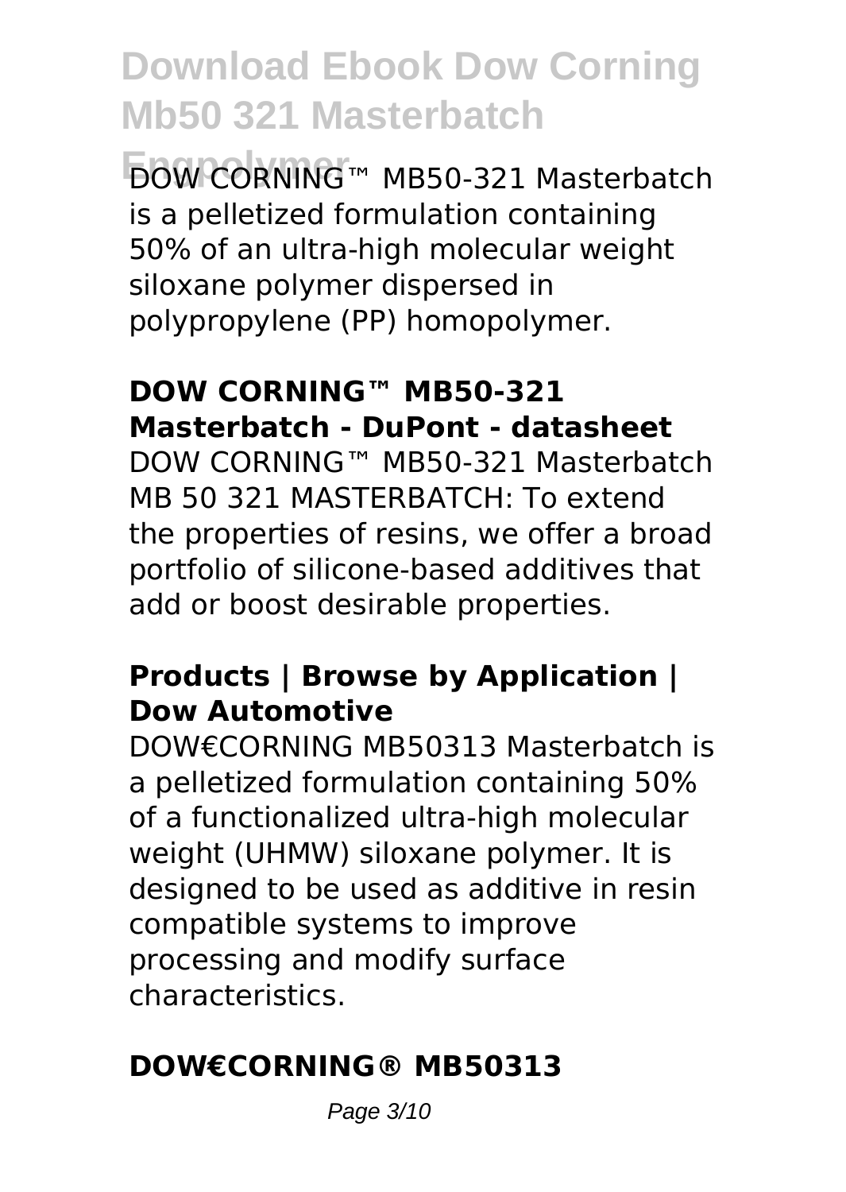DOW CORNING™ MB50-321 Masterbatch is a pelletized formulation containing 50% of an ultra-high molecular weight siloxane polymer dispersed in polypropylene (PP) homopolymer.

### DOW CORNING™ MB50-321 Masterbatch - DuPont - datasheet

DOW CORNING™ MB50-321 Masterbatch MB 50 321 MASTERBATCH: To extend the properties of resins, we offer a broad portfolio of silicone-based additives that add or boost desirable properties.

### Products | Browse by Application | Dow Automotive

DOW€CORNING MB50313 Masterbatch is a pelletized formulation containing 50% of a functionalized ultra-high molecular weight (UHMW) siloxane polymer. It is designed to be used as additive in resin compatible systems to improve processing and modify surface characteristics.

### DOW€CORNING® MB50313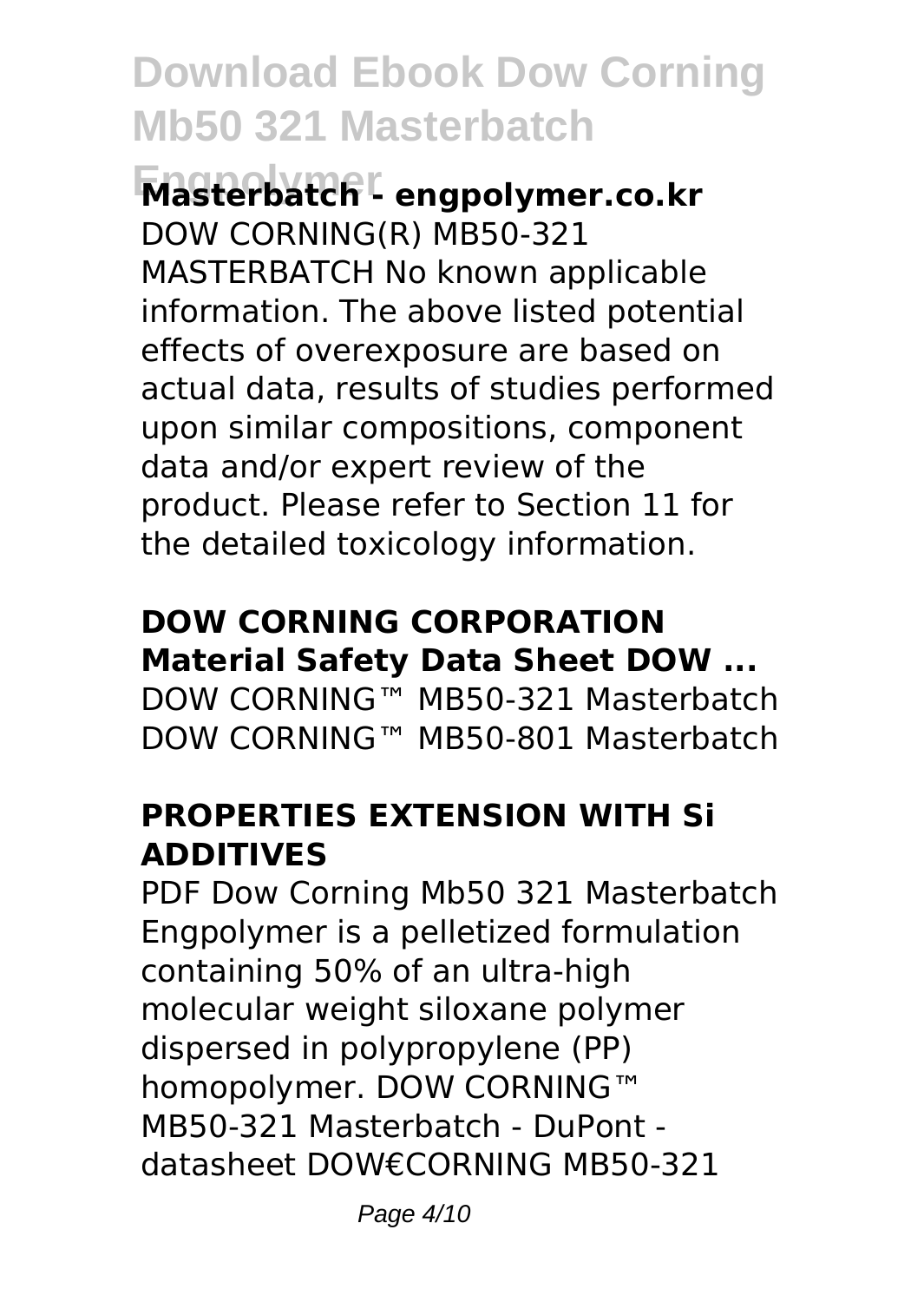### Masterbatch - engpolymer.co.kr

DOW CORNING(R) MB50-321 MASTERBATCH No known applicable information. The above listed potential effects of overexposure are based on actual data, results of studies performed upon similar compositions, component data and/or expert review of the product. Please refer to Section 11 for the detailed toxicology information.

### DOW CORNING CORPORATION Material Safety Data Sheet DOW ...

DOW CORNING™ MB50-321 Masterbatch DOW CORNING™ MB50-801 Masterbatch

### PROPERTIES EXTENSION WITH Si ADDITIVES

PDF Dow Corning Mb50 321 Masterbatch Engpolymer is a pelletized formulation containing 50% of an ultra-high molecular weight siloxane polymer dispersed in polypropylene (PP) homopolymer. DOW CORNING™ MB50-321 Masterbatch - DuPont - datasheet DOW€CORNING MB50-321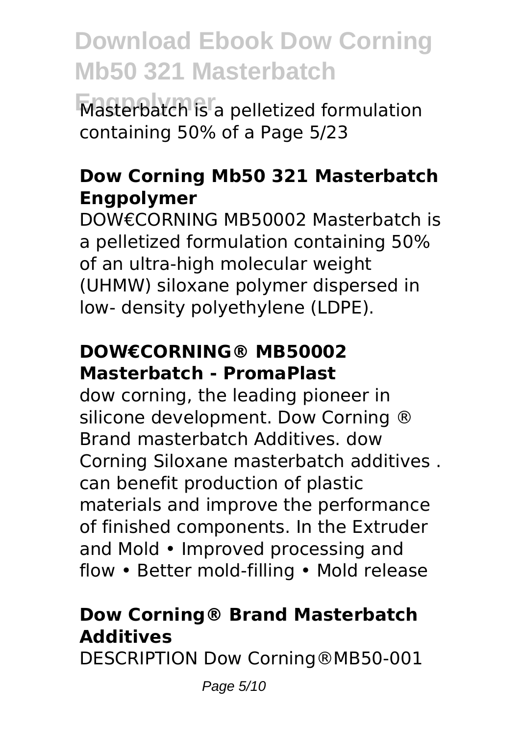Masterbatch is a pelletized formulation containing 50% of a Page 5/23

## Dow Corning Mb50 321 Masterbatch Engpolymer

DOW€CORNING MB50002 Masterbatch is a pelletized formulation containing 50% of an ultra-high molecular weight (UHMW) siloxane polymer dispersed in low- density polyethylene (LDPE).

## DOW€CORNING® MB50002 Masterbatch - PromaPlast

dow corning, the leading pioneer in silicone development. Dow Corning ® Brand masterbatch Additives. dow Corning Siloxane masterbatch additives . can benefit production of plastic materials and improve the performance of finished components. In the Extruder and Mold • Improved processing and flow • Better mold-filling • Mold release

## Dow Corning® Brand Masterbatch Additives

DESCRIPTION Dow Corning®MB50-001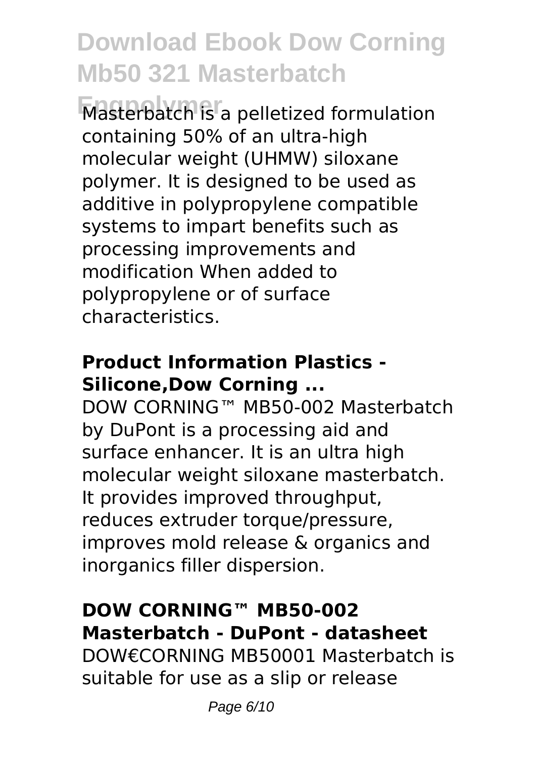Masterbatch is a pelletized formulation containing 50% of an ultra-high molecular weight (UHMW) siloxane polymer. It is designed to be used as additive in polypropylene compatible systems to impart benefits such as processing improvements and modification When added to polypropylene or of surface characteristics.

## Product Information Plastics - Silicone,Dow Corning ...

DOW CORNING™ MB50-002 Masterbatch by DuPont is a processing aid and surface enhancer. It is an ultra high molecular weight siloxane masterbatch. It provides improved throughput, reduces extruder torque/pressure, improves mold release & organics and inorganics filler dispersion.

## DOW CORNING™ MB50-002 Masterbatch - DuPont - datasheet

DOW€CORNING MB50001 Masterbatch is suitable for use as a slip or release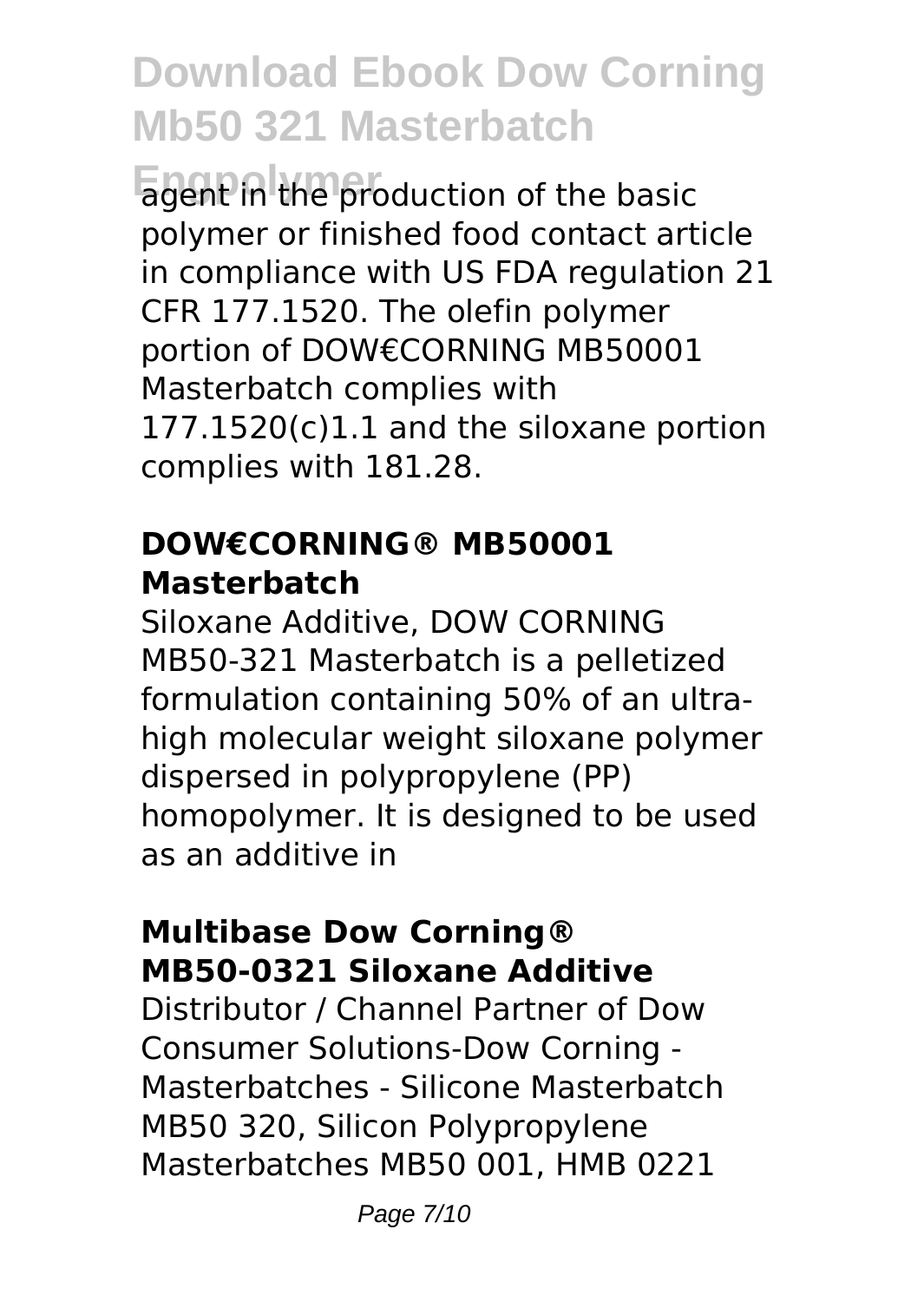agent in the production of the basic polymer or finished food contact article in compliance with US FDA regulation 21 CFR 177.1520. The olefin polymer portion of DOW€CORNING MB50001 Masterbatch complies with 177.1520(c)1.1 and the siloxane portion complies with 181.28.

### DOW€CORNING® MB50001 Masterbatch

Siloxane Additive, DOW CORNING MB50-321 Masterbatch is a pelletized formulation containing 50% of an ultra-high molecular weight siloxane polymer dispersed in polypropylene (PP) homopolymer. It is designed to be used as an additive in

### Multibase Dow Corning® MB50-0321 Siloxane Additive

Distributor / Channel Partner of Dow Consumer Solutions-Dow Corning - Masterbatches - Silicone Masterbatch MB50 320, Silicon Polypropylene Masterbatches MB50 001, HMB 0221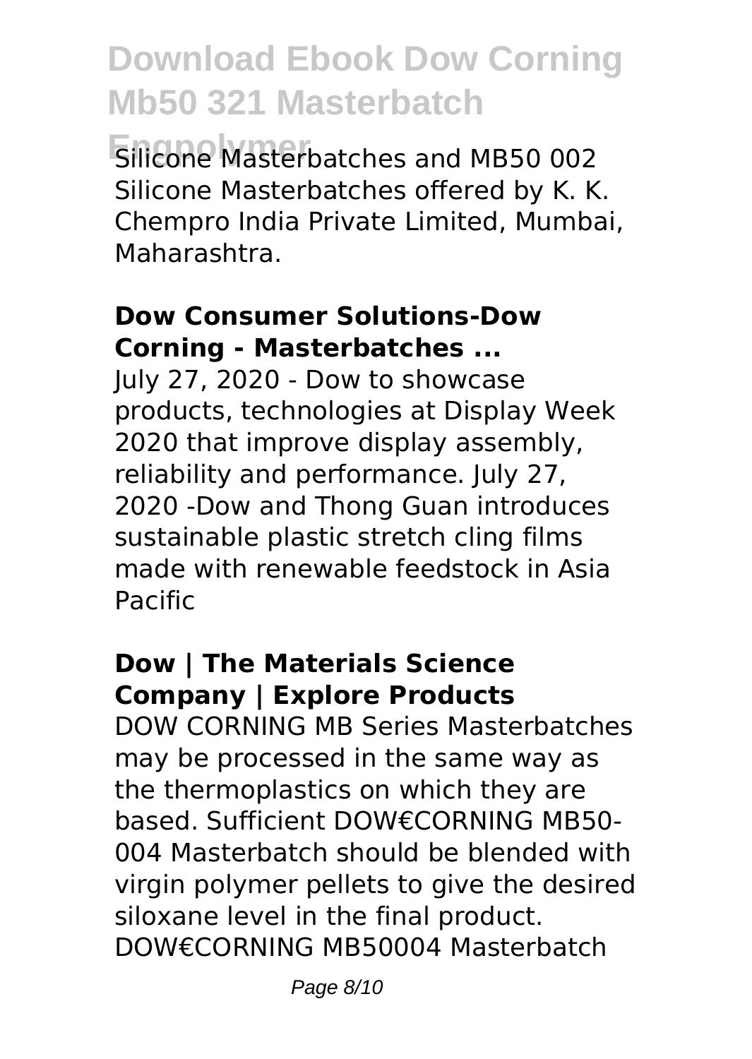Silicone Masterbatches and MB50 002 Silicone Masterbatches offered by K. K. Chempro India Private Limited, Mumbai, Maharashtra.

### Dow Consumer Solutions-Dow Corning - Masterbatches ...

July 27, 2020 - Dow to showcase products, technologies at Display Week 2020 that improve display assembly, reliability and performance. July 27, 2020 -Dow and Thong Guan introduces sustainable plastic stretch cling films made with renewable feedstock in Asia Pacific

### Dow | The Materials Science Company | Explore Products

DOW CORNING MB Series Masterbatches may be processed in the same way as the thermoplastics on which they are based. Sufficient DOW€CORNING MB50-004 Masterbatch should be blended with virgin polymer pellets to give the desired siloxane level in the final product. DOW€CORNING MB50004 Masterbatch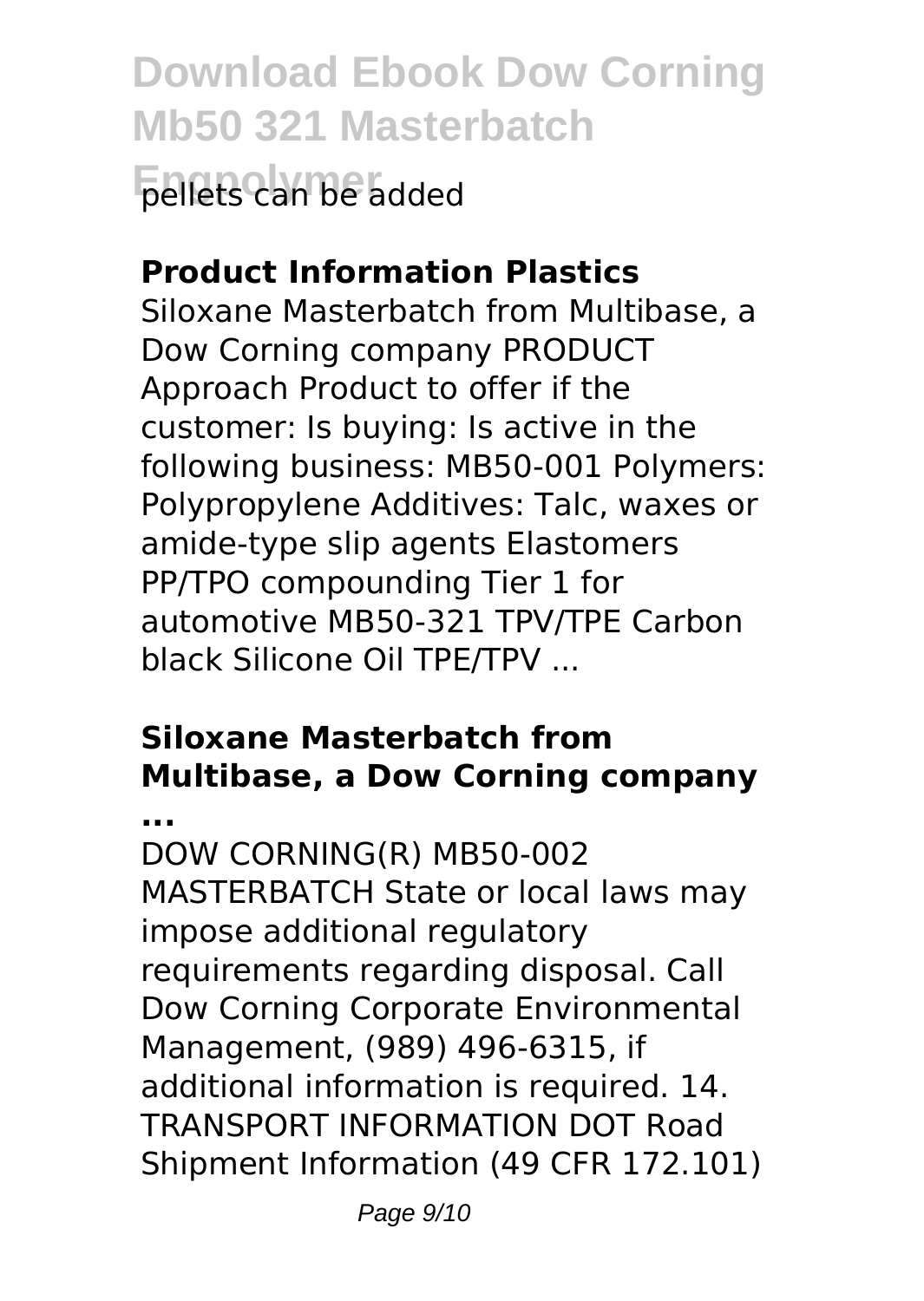pellets can be added

**Product Information Plastics**

Siloxane Masterbatch from Multibase, a Dow Corning company PRODUCT Approach Product to offer if the customer: Is buying: Is active in the following business: MB50-001 Polymers: Polypropylene Additives: Talc, waxes or amide-type slip agents Elastomers PP/TPO compounding Tier 1 for automotive MB50-321 TPV/TPE Carbon black Silicone Oil TPE/TPV ...

**Siloxane Masterbatch from Multibase, a Dow Corning company ...**

DOW CORNING(R) MB50-002 MASTERBATCH State or local laws may impose additional regulatory requirements regarding disposal. Call Dow Corning Corporate Environmental Management, (989) 496-6315, if additional information is required. 14. TRANSPORT INFORMATION DOT Road Shipment Information (49 CFR 172.101)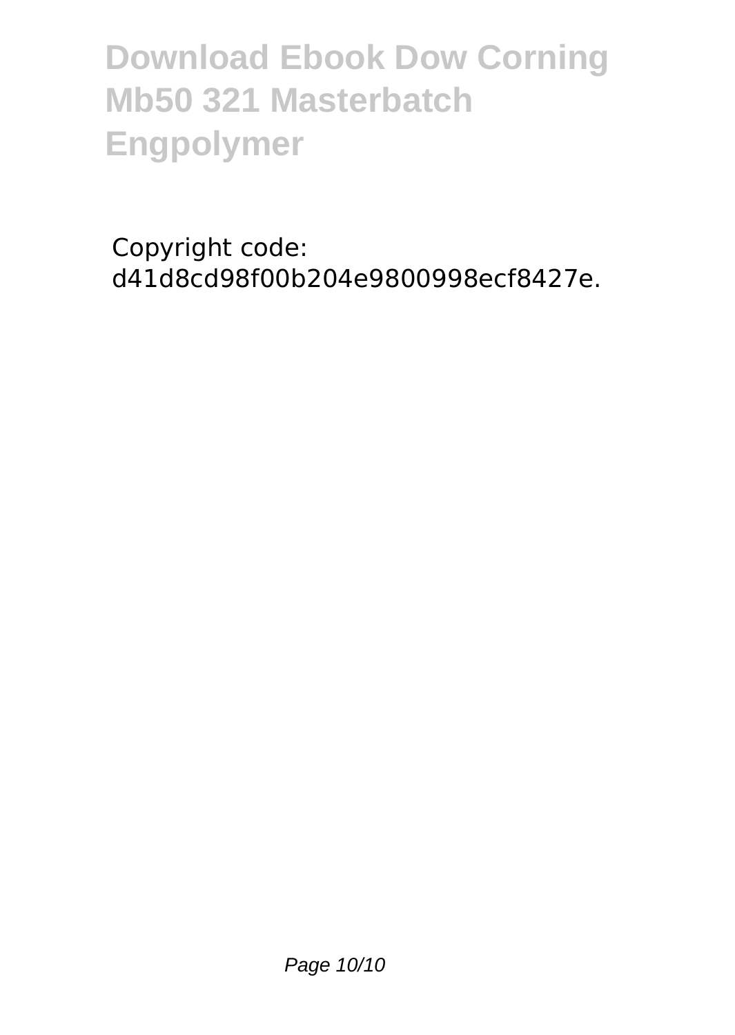Copyright code: d41d8cd98f00b204e9800998ecf8427e.